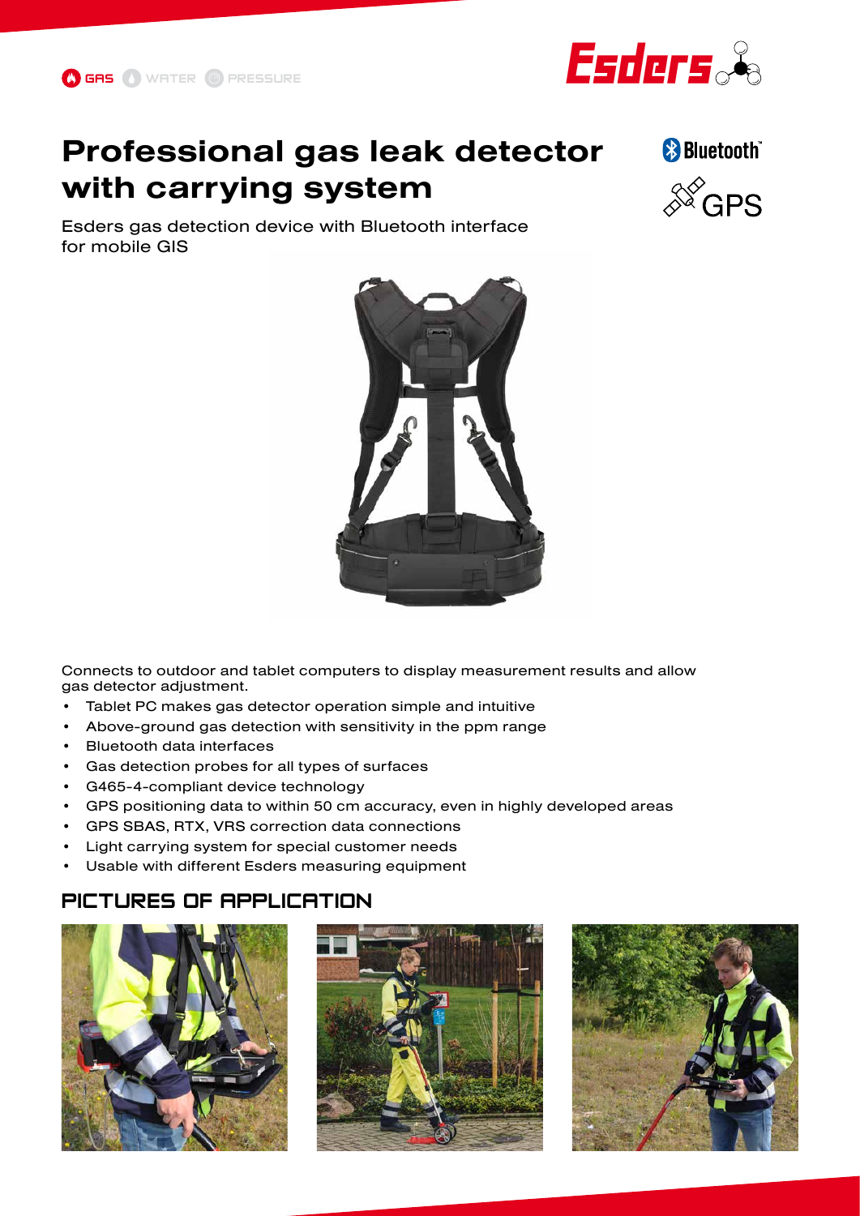GAS WATER PRESSURE

# Professional gas leak detector with carrying system

Bluetooth™

GPS

Esders gas detection device with Bluetooth interface for mobile GIS

Connects to outdoor and tablet computers to display measurement results and allow gas detector adjustment.

- Tablet PC makes gas detector operation simple and intuitive
- Above-ground gas detection with sensitivity in the ppm range
- Bluetooth data interfaces
- Gas detection probes for all types of surfaces
- G465-4-compliant device technology
- GPS positioning data to within 50 cm accuracy, even in highly developed areas
- GPS SBAS, RTX, VRS correction data connections
- Light carrying system for special customer needs
- Usable with different Esders measuring equipment

## PICTURES OF APPLICATION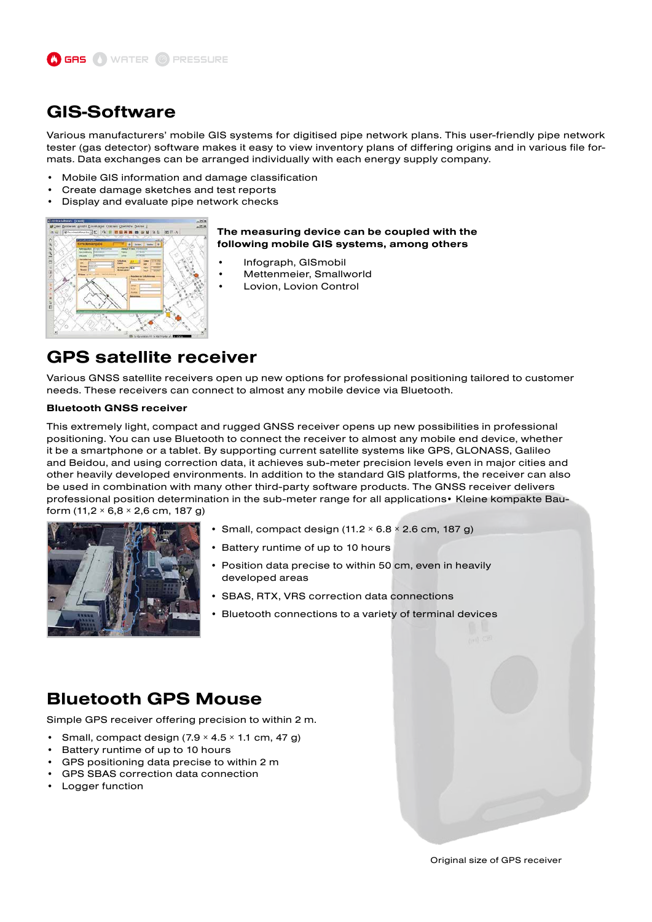GAS WATER PRESSURE

# GIS-Software

Various manufacturers' mobile GIS systems for digitised pipe network plans. This user-friendly pipe network tester (gas detector) software makes it easy to view inventory plans of differing origins and in various file formats. Data exchanges can be arranged individually with each energy supply company.

- Mobile GIS information and damage classification
- Create damage sketches and test reports
- Display and evaluate pipe network checks

**The measuring device can be coupled with the following mobile GIS systems, among others**

- Infograph, GISmobil
- Mettenmeier, Smallworld
- Lovion, Lovion Control

# GPS satellite receiver

Various GNSS satellite receivers open up new options for professional positioning tailored to customer needs. These receivers can connect to almost any mobile device via Bluetooth.

**Bluetooth GNSS receiver**

This extremely light, compact and rugged GNSS receiver opens up new possibilities in professional positioning. You can use Bluetooth to connect the receiver to almost any mobile end device, whether it be a smartphone or a tablet. By supporting current satellite systems like GPS, GLONASS, Galileo and Beidou, and using correction data, it achieves sub-meter precision levels even in major cities and other heavily developed environments. In addition to the standard GIS platforms, the receiver can also be used in combination with many other third-party software products. The GNSS receiver delivers professional position determination in the sub-meter range for all applications• Kleine kompakte Bauform (11,2 × 6,8 × 2,6 cm, 187 g)

- Small, compact design (11.2 × 6.8 × 2.6 cm, 187 g)
- Battery runtime of up to 10 hours
- Position data precise to within 50 cm, even in heavily developed areas
- SBAS, RTX, VRS correction data connections
- Bluetooth connections to a variety of terminal devices

# Bluetooth GPS Mouse

Simple GPS receiver offering precision to within 2 m.

- Small, compact design (7.9 × 4.5 × 1.1 cm, 47 g)
- Battery runtime of up to 10 hours
- GPS positioning data precise to within 2 m
- GPS SBAS correction data connection
- Logger function

Original size of GPS receiver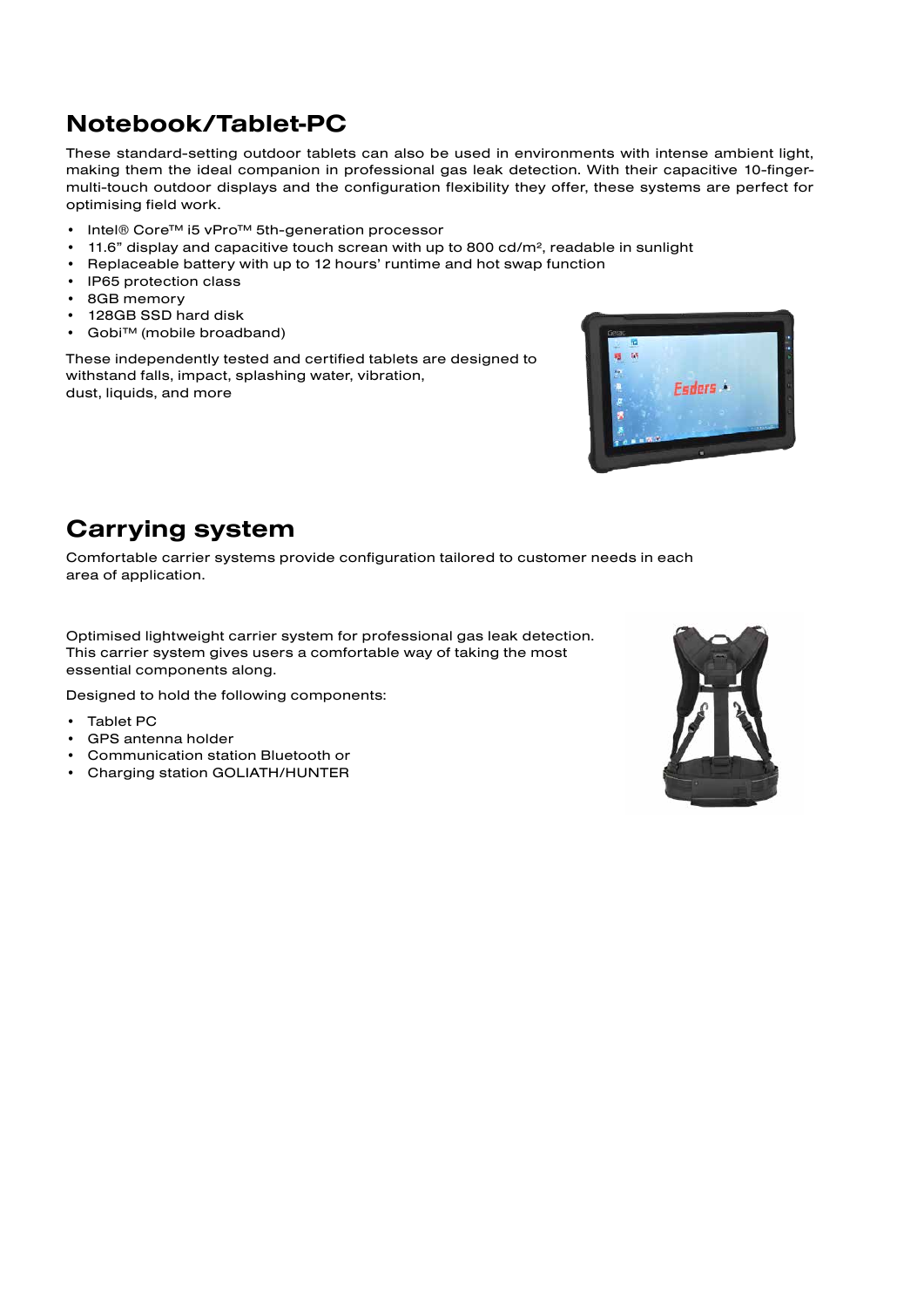## Notebook/Tablet-PC

These standard-setting outdoor tablets can also be used in environments with intense ambient light, making them the ideal companion in professional gas leak detection. With their capacitive 10-finger-multi-touch outdoor displays and the configuration flexibility they offer, these systems are perfect for optimising field work.

- Intel® Core™ i5 vPro™ 5th-generation processor
- 11.6” display and capacitive touch scream with up to 800 cd/m², readable in sunlight
- Replaceable battery with up to 12 hours’ runtime and hot swap function
- IP65 protection class
- 8GB memory
- 128GB SSD hard disk
- Gobi™ (mobile broadband)

These independently tested and certified tablets are designed to withstand falls, impact, splashing water, vibration, dust, liquids, and more

## Carrying system

Comfortable carrier systems provide configuration tailored to customer needs in each area of application.

Optimised lightweight carrier system for professional gas leak detection. This carrier system gives users a comfortable way of taking the most essential components along.

Designed to hold the following components:

- Tablet PC
- GPS antenna holder
- Communication station Bluetooth or
- Charging station GOLIATH/HUNTER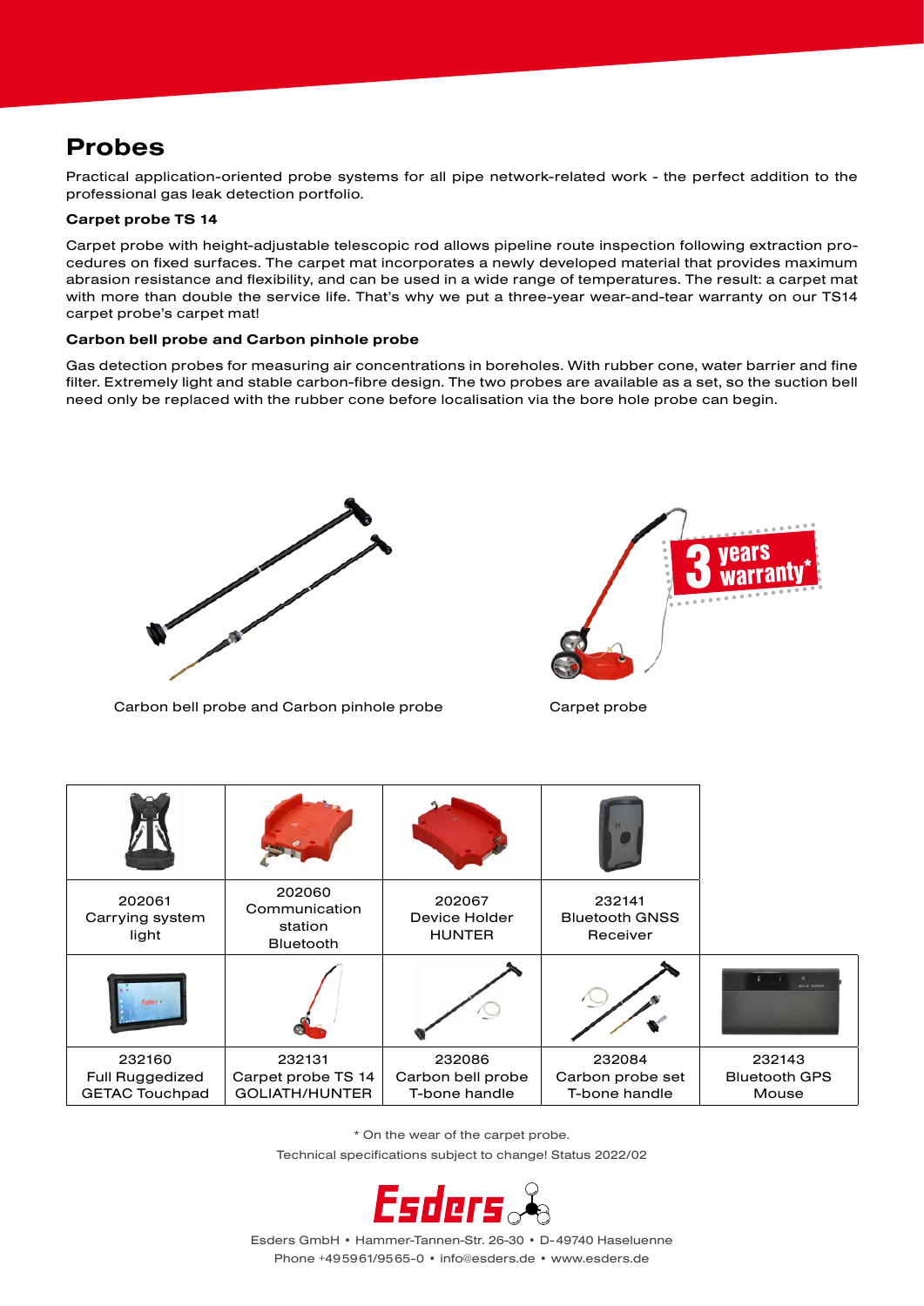## Probes

Practical application-oriented probe systems for all pipe network-related work - the perfect addition to the professional gas leak detection portfolio.

### Carpet probe TS 14

Carpet probe with height-adjustable telescopic rod allows pipeline route inspection following extraction procedures on fixed surfaces. The carpet mat incorporates a newly developed material that provides maximum abrasion resistance and flexibility, and can be used in a wide range of temperatures. The result: a carpet mat with more than double the service life. That's why we put a three-year wear-and-tear warranty on our TS14 carpet probe's carpet mat!

### Carbon bell probe and Carbon pinhole probe

Gas detection probes for measuring air concentrations in boreholes. With rubber cone, water barrier and fine filter. Extremely light and stable carbon-fibre design. The two probes are available as a set, so the suction bell need only be replaced with the rubber cone before localisation via the bore hole probe can begin.

3 years warranty*

Carbon bell probe and Carbon pinhole probe

Carpet probe

| | | | | |
|---|---|---|---|---|
| 202061 Carrying system light | 202060 Communication station Bluetooth | 202067 Device Holder HUNTER | 232141 Bluetooth GNSS Receiver | |
| 232160 Full Ruggedized GETAC Touchpad | 232131 Carpet probe TS 14 GOLIATH/HUNTER | 232086 Carbon bell probe T-bone handle | 232084 Carbon probe set T-bone handle | 232143 Bluetooth GPS Mouse |

* On the wear of the carpet probe.

Technical specifications subject to change! Status 2022/02

Esders

Esders GmbH • Hammer-Tannen-Str. 26-30 • D-49740 Haseluenne
Phone +495961/9565-0 • info@esders.de • www.esders.de